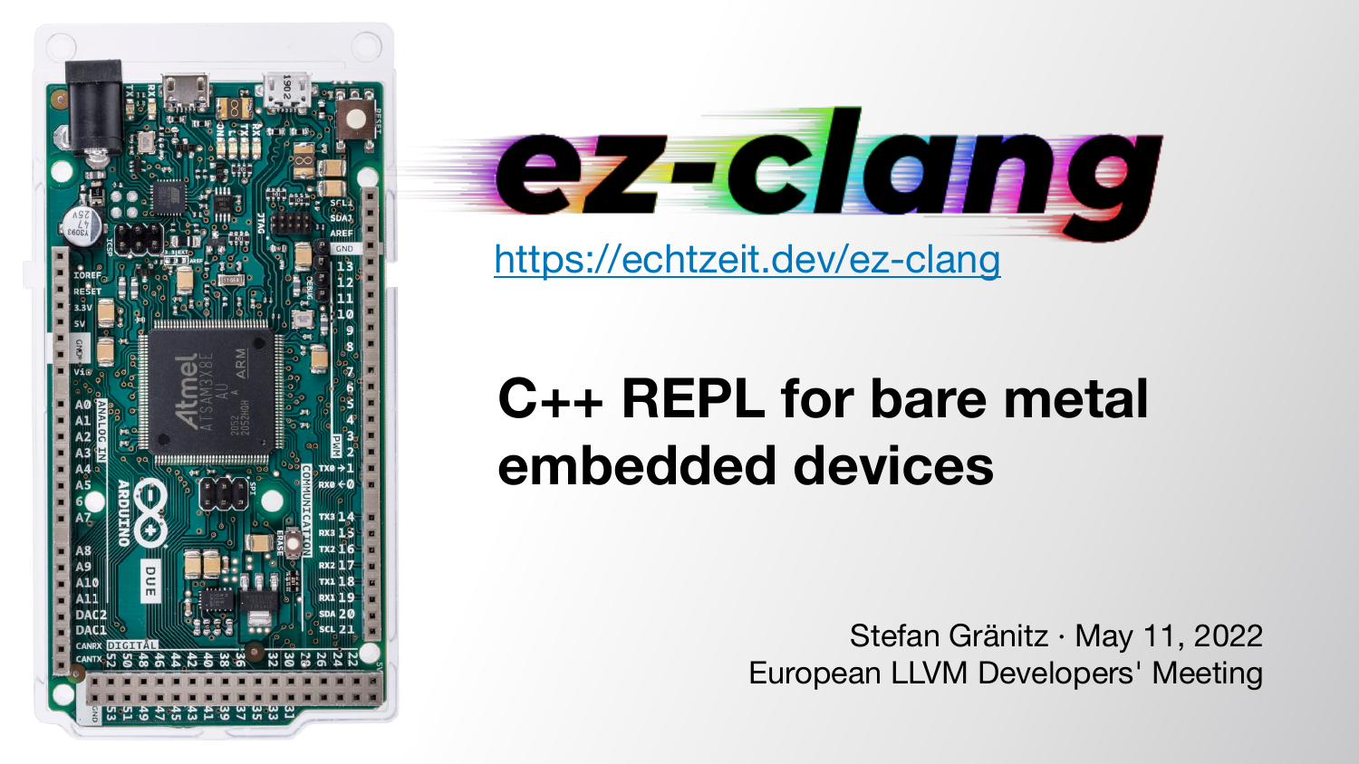# ez-clang

https://echtzeit.dev/ez-clang

## C++ REPL for bare metal embedded devices

Stefan Gränitz · May 11, 2022
European LLVM Developers' Meeting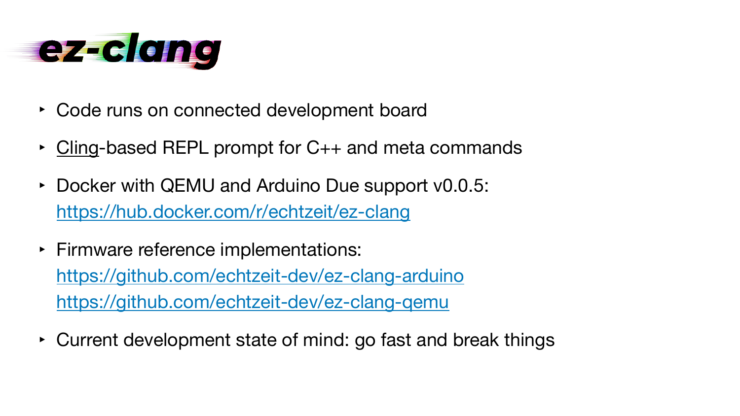# ez-clang

- Code runs on connected development board
- Cling-based REPL prompt for C++ and meta commands
- Docker with QEMU and Arduino Due support v0.0.5:
  https://hub.docker.com/r/echtzeit/ez-clang
- Firmware reference implementations:
  https://github.com/echtzeit-dev/ez-clang-arduino
  https://github.com/echtzeit-dev/ez-clang-qemu
- Current development state of mind: go fast and break things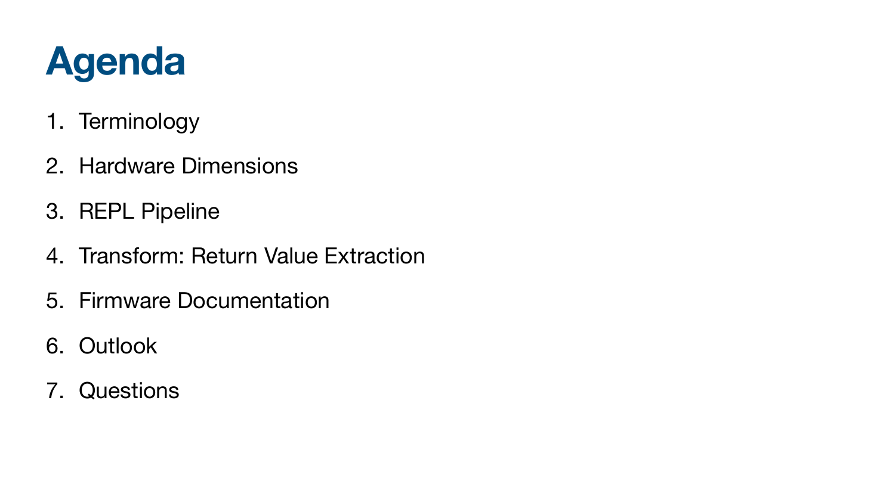# Agenda

1. Terminology
2. Hardware Dimensions
3. REPL Pipeline
4. Transform: Return Value Extraction
5. Firmware Documentation
6. Outlook
7. Questions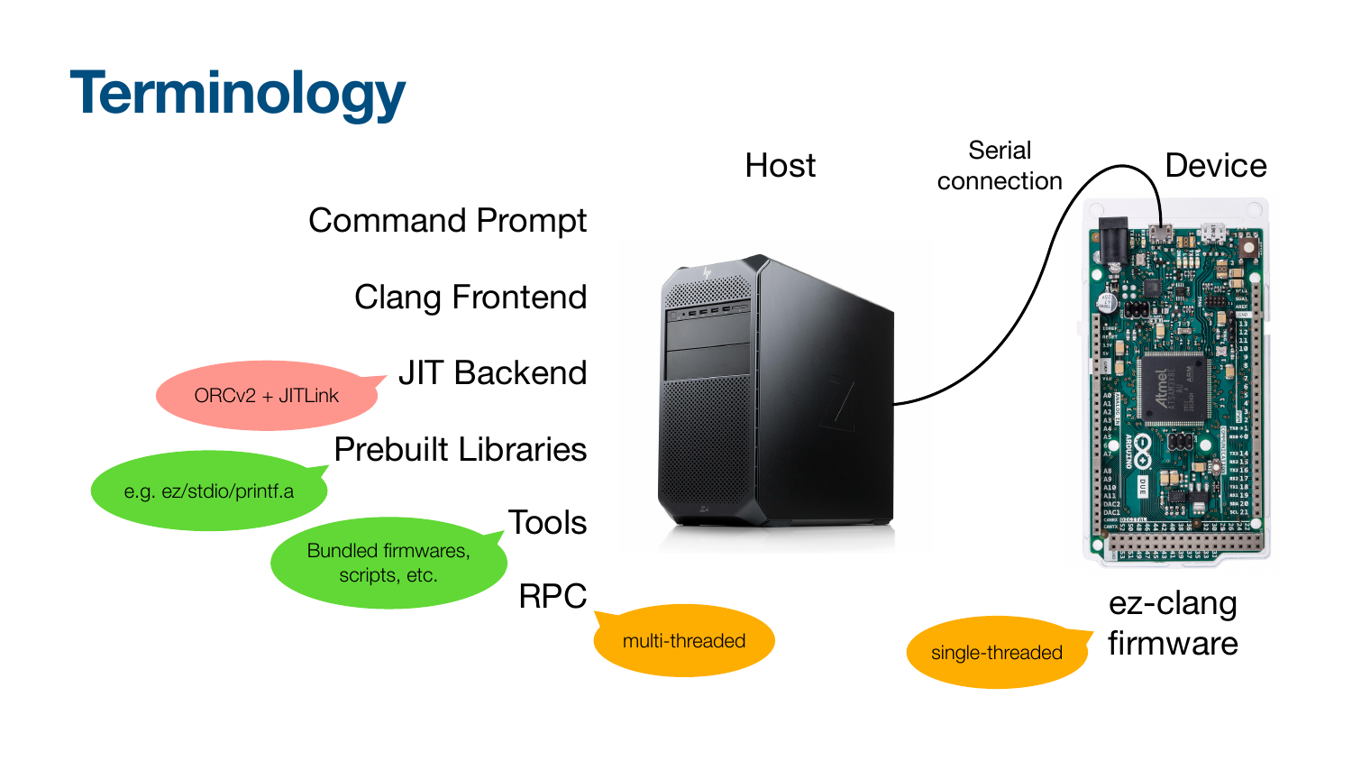# Terminology

Host

Serial connection

Device

Command Prompt

Clang Frontend

JIT Backend

ORCv2 + JITLink

Prebuilt Libraries

e.g. ez/stdio/printf.a

Tools

Bundled firmwares, scripts, etc.

RPC

multi-threaded

ez-clang firmware

single-threaded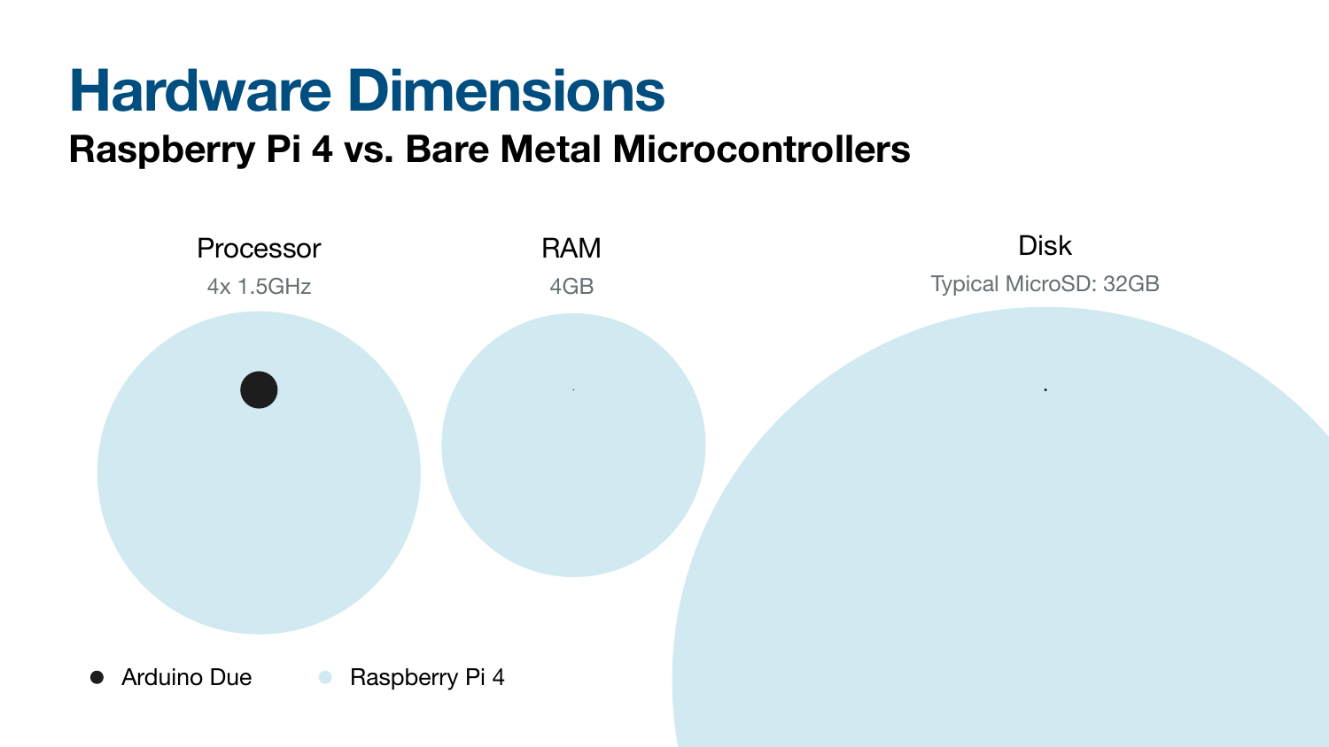# Hardware Dimensions

## Raspberry Pi 4 vs. Bare Metal Microcontrollers

Processor

4x 1.5GHz

RAM

4GB

Disk

Typical MicroSD: 32GB

● Arduino Due ● Raspberry Pi 4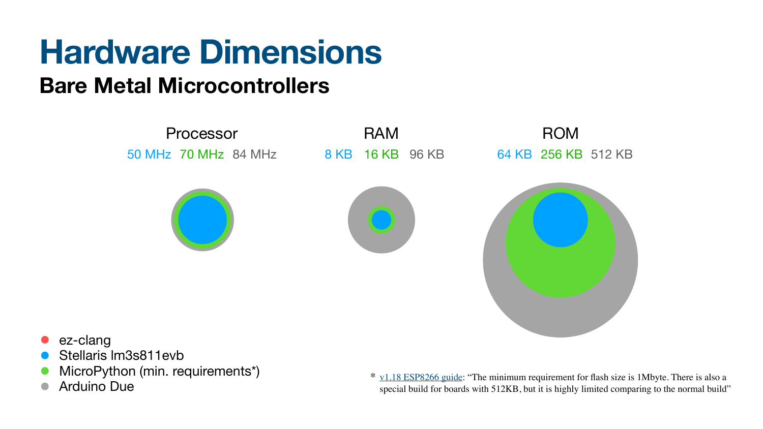# Hardware Dimensions

## Bare Metal Microcontrollers

Processor

50 MHz 70 MHz 84 MHz

RAM

8 KB 16 KB 96 KB

ROM

64 KB 256 KB 512 KB

- ez-clang
- Stellaris lm3s811evb
- MicroPython (min. requirements*)
- Arduino Due

* v1.18 ESP8266 guide: “The minimum requirement for flash size is 1Mbyte. There is also a special build for boards with 512KB, but it is highly limited comparing to the normal build”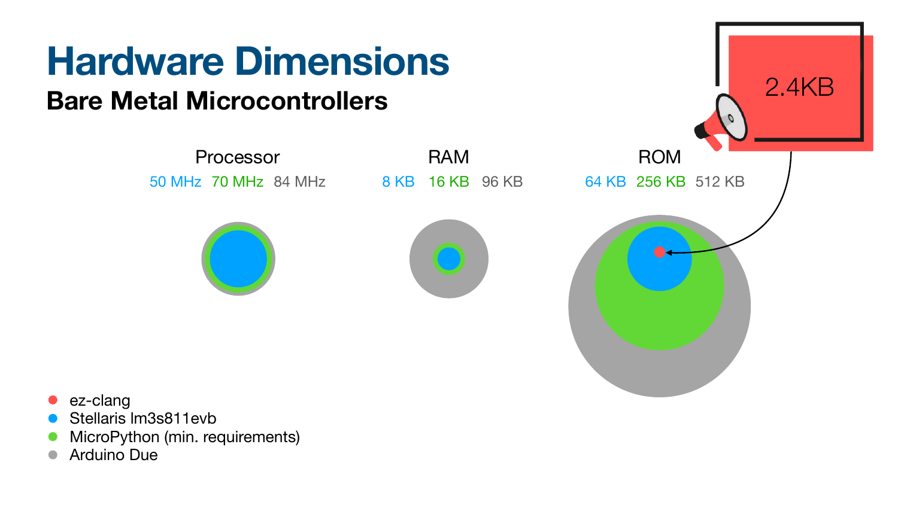# Hardware Dimensions

## Bare Metal Microcontrollers

| | Processor | RAM | ROM |
|---|---|---|---|
| Stellaris lm3s811evb | 50 MHz | 8 KB | 64 KB |
| MicroPython (min. requirements) | 70 MHz | 16 KB | 256 KB |
| Arduino Due | 84 MHz | 96 KB | 512 KB |

2.4KB

- ez-clang
- Stellaris lm3s811evb
- MicroPython (min. requirements)
- Arduino Due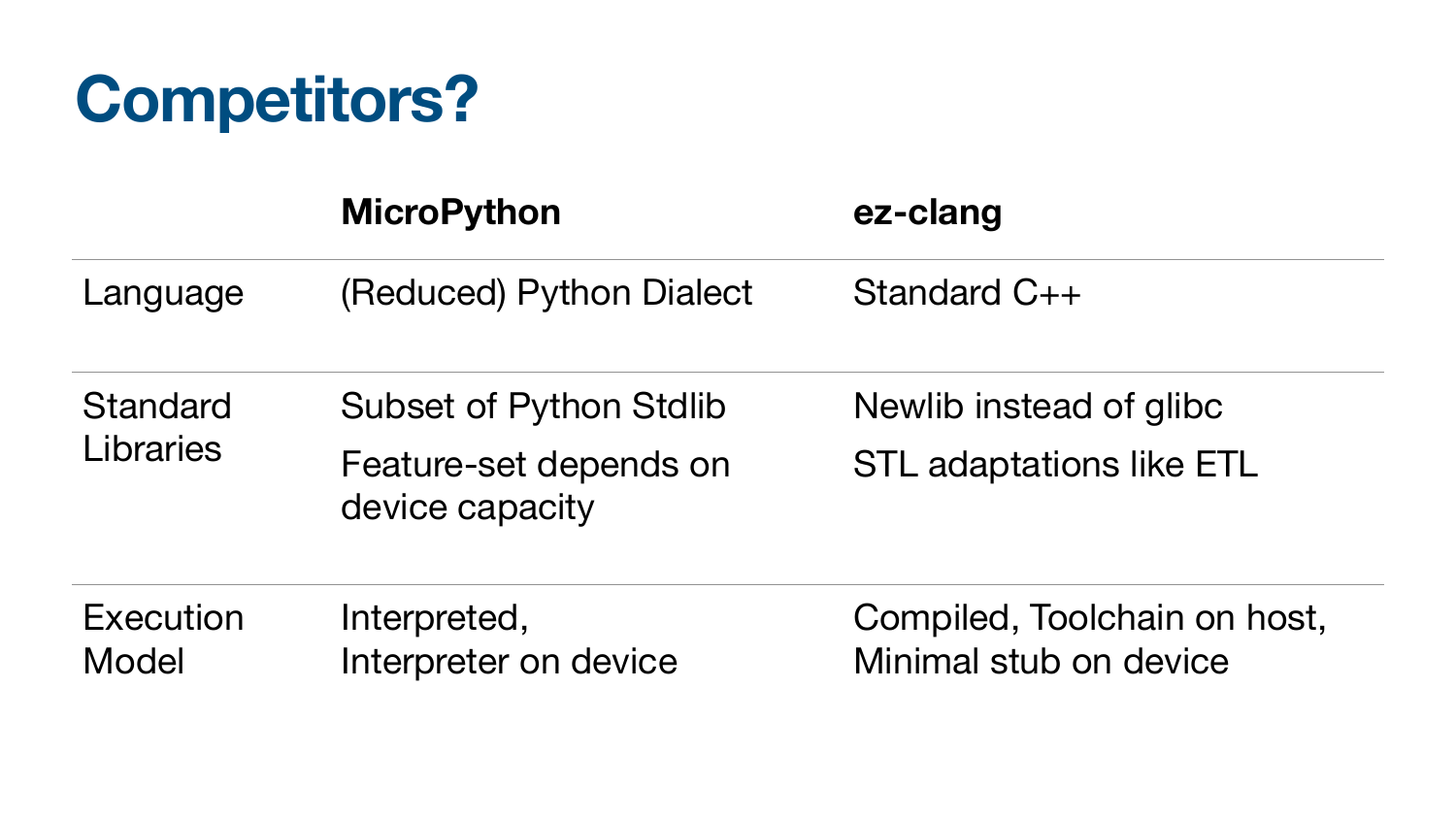# Competitors?

| | **MicroPython** | **ez-clang** |
|---|---|---|
| Language | (Reduced) Python Dialect | Standard C++ |
| Standard Libraries | Subset of Python Stdlib<br>Feature-set depends on device capacity | Newlib instead of glibc<br>STL adaptations like ETL |
| Execution Model | Interpreted,<br>Interpreter on device | Compiled, Toolchain on host,<br>Minimal stub on device |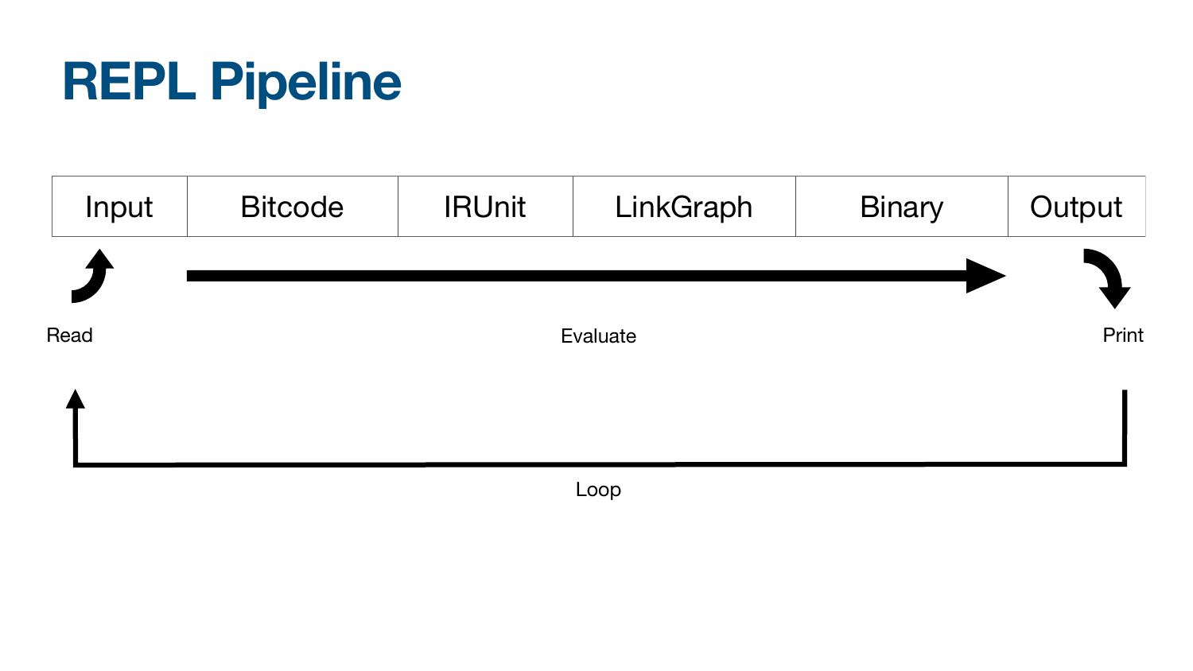# REPL Pipeline

| Input | Bitcode | IRUnit | LinkGraph | Binary | Output |
|---|---|---|---|---|---|

Read

Evaluate

Print

Loop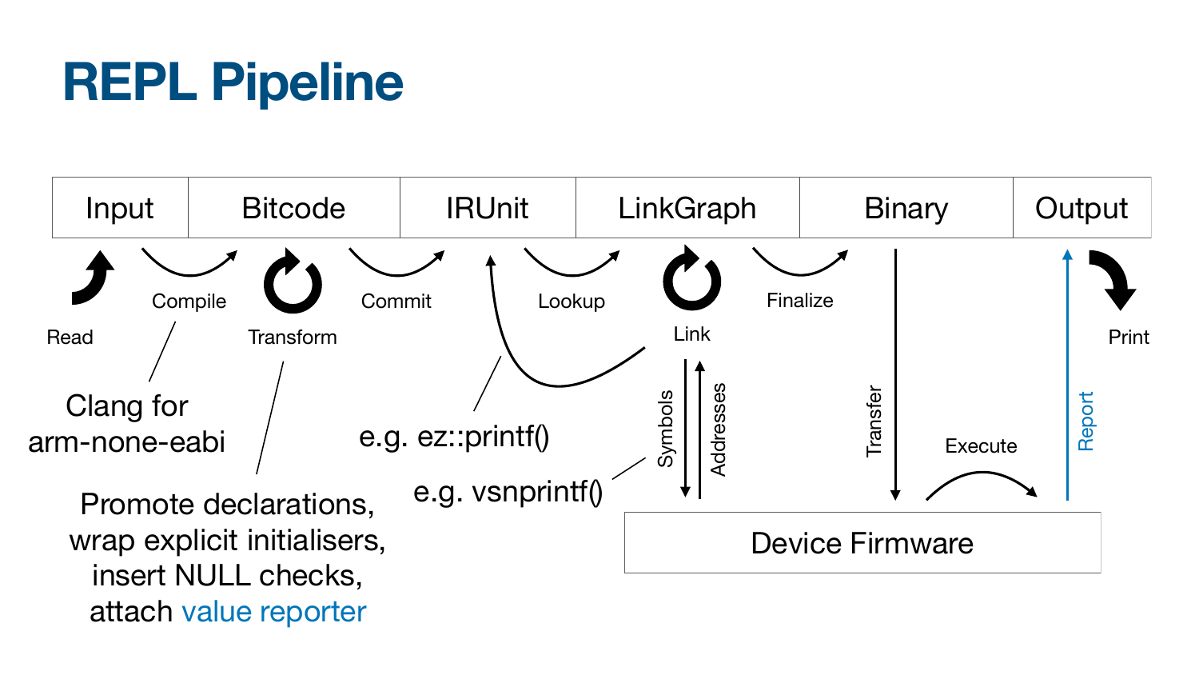# REPL Pipeline

| Input | Bitcode | IRUnit | LinkGraph | Binary | Output |
|---|---|---|---|---|---|

Read

Compile

Transform

Commit

Lookup

Link

Finalize

Print

Clang for arm-none-eabi

Promote declarations, wrap explicit initialisers, insert NULL checks, attach value reporter

e.g. ez::printf()

e.g. vsnprintf()

Symbols

Addresses

Transfer

Execute

Report

Device Firmware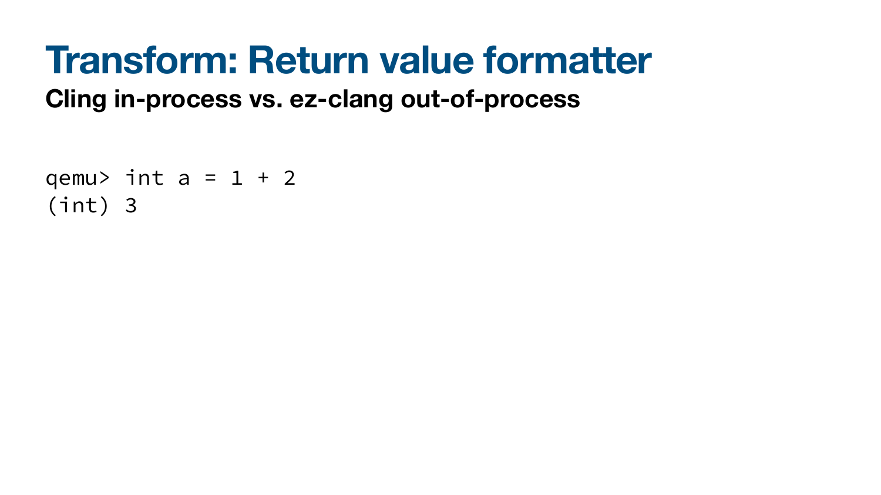# Transform: Return value formatter

**Cling in-process vs. ez-clang out-of-process**

```
qemu> int a = 1 + 2
(int) 3
```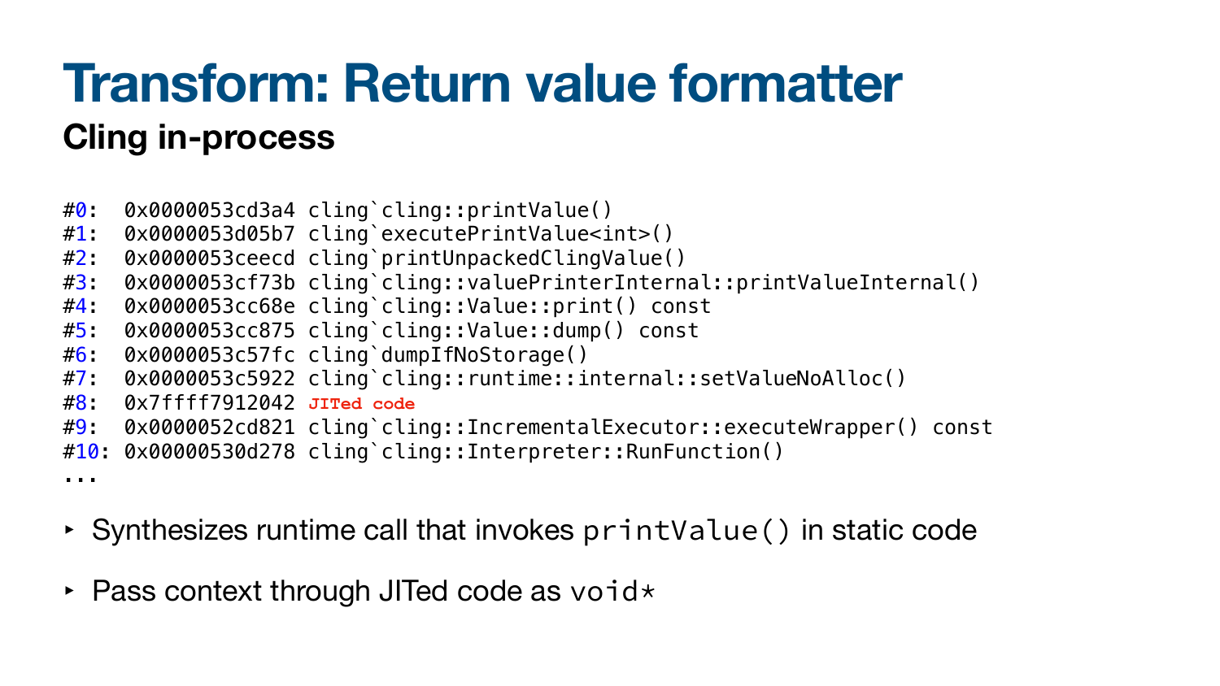# Transform: Return value formatter

## Cling in-process

```
#0:  0x0000053cd3a4 cling`cling::printValue()
#1:  0x0000053d05b7 cling`executePrintValue<int>()
#2:  0x0000053ceecd cling`printUnpackedClingValue()
#3:  0x0000053cf73b cling`cling::valuePrinterInternal::printValueInternal()
#4:  0x0000053cc68e cling`cling::Value::print() const
#5:  0x0000053cc875 cling`cling::Value::dump() const
#6:  0x0000053c57fc cling`dumpIfNoStorage()
#7:  0x0000053c5922 cling`cling::runtime::internal::setValueNoAlloc()
#8:  0x7ffff7912042 JITed code
#9:  0x0000052cd821 cling`cling::IncrementalExecutor::executeWrapper() const
#10: 0x00000530d278 cling`cling::Interpreter::RunFunction()
...
```

- Synthesizes runtime call that invokes `printValue()` in static code
- Pass context through JITed code as `void*`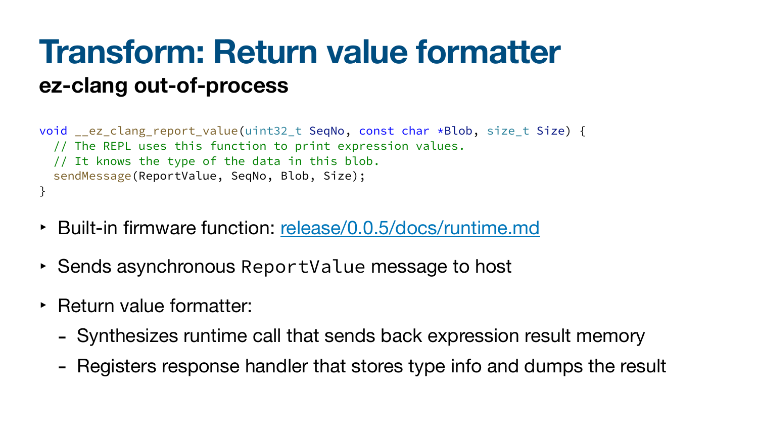# Transform: Return value formatter

## ez-clang out-of-process

```
void __ez_clang_report_value(uint32_t SeqNo, const char *Blob, size_t Size) {
  // The REPL uses this function to print expression values.
  // It knows the type of the data in this blob.
  sendMessage(ReportValue, SeqNo, Blob, Size);
}
```

- Built-in firmware function: release/0.0.5/docs/runtime.md
- Sends asynchronous `ReportValue` message to host
- Return value formatter:
  - Synthesizes runtime call that sends back expression result memory
  - Registers response handler that stores type info and dumps the result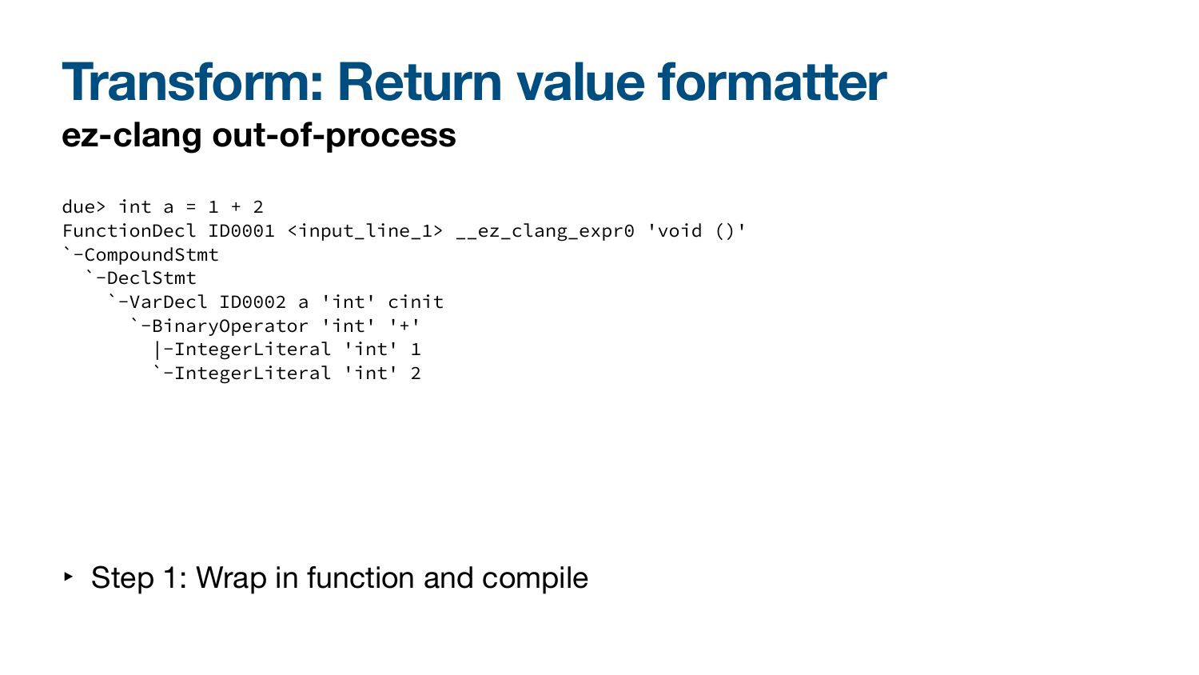# Transform: Return value formatter

## ez-clang out-of-process

```
due> int a = 1 + 2
FunctionDecl ID0001 <input_line_1> __ez_clang_expr0 'void ()'
`-CompoundStmt
  `-DeclStmt
    `-VarDecl ID0002 a 'int' cinit
      `-BinaryOperator 'int' '+'
        |-IntegerLiteral 'int' 1
        `-IntegerLiteral 'int' 2
```

- Step 1: Wrap in function and compile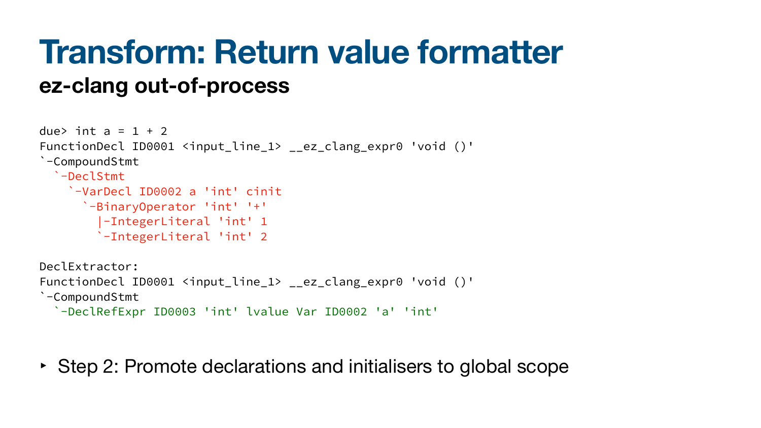# Transform: Return value formatter

## ez-clang out-of-process

```
due> int a = 1 + 2
FunctionDecl ID0001 <input_line_1> __ez_clang_expr0 'void ()'
`-CompoundStmt
  `-DeclStmt
    `-VarDecl ID0002 a 'int' cinit
      `-BinaryOperator 'int' '+'
        |-IntegerLiteral 'int' 1
        `-IntegerLiteral 'int' 2

DeclExtractor:
FunctionDecl ID0001 <input_line_1> __ez_clang_expr0 'void ()'
`-CompoundStmt
  `-DeclRefExpr ID0003 'int' lvalue Var ID0002 'a' 'int'
```

- Step 2: Promote declarations and initialisers to global scope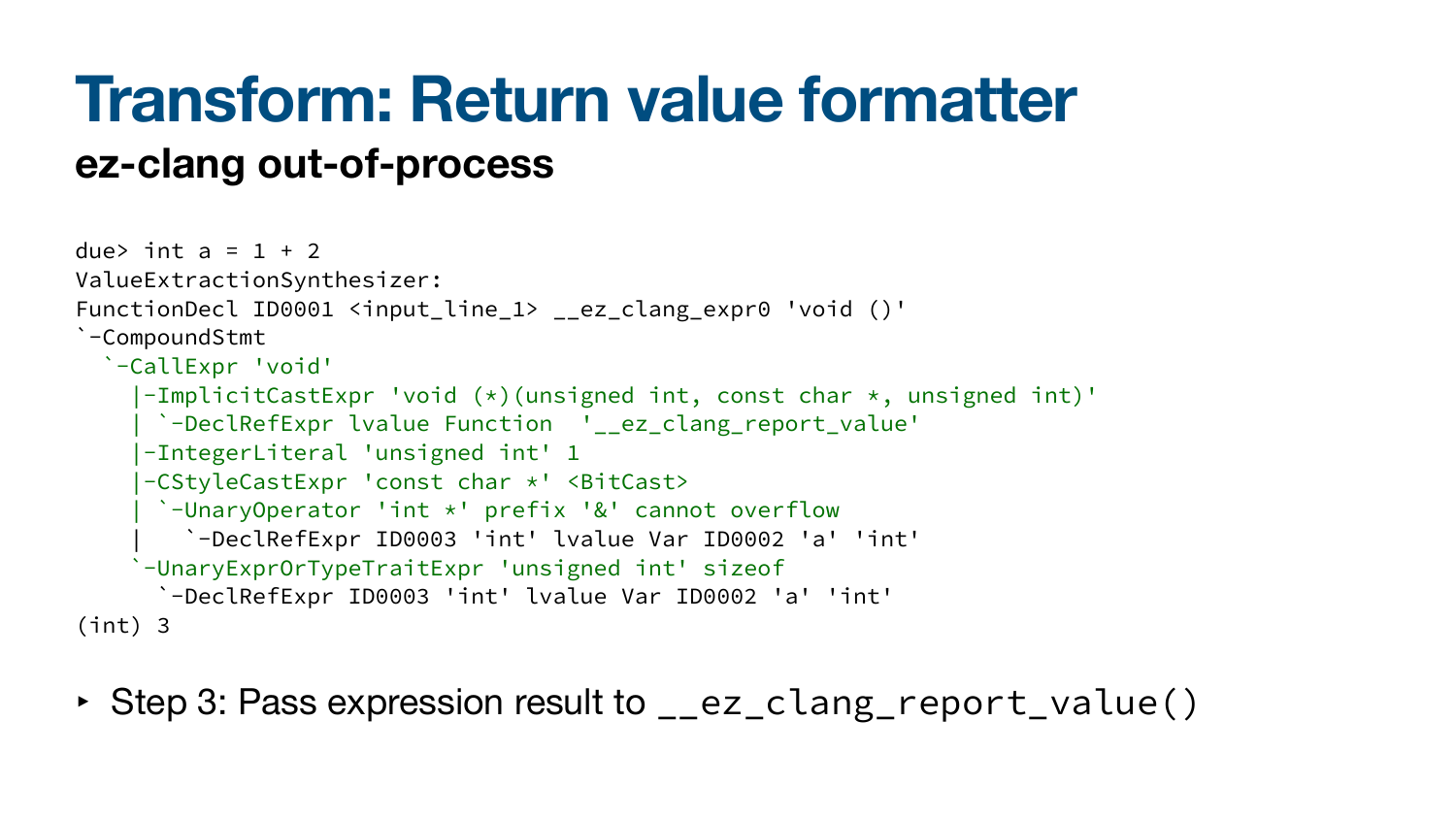# Transform: Return value formatter

## ez-clang out-of-process

```
due> int a = 1 + 2
ValueExtractionSynthesizer:
FunctionDecl ID0001 <input_line_1> __ez_clang_expr0 'void ()'
`-CompoundStmt
  `-CallExpr 'void'
    |-ImplicitCastExpr 'void (*)(unsigned int, const char *, unsigned int)'
    | `-DeclRefExpr lvalue Function  '__ez_clang_report_value'
    |-IntegerLiteral 'unsigned int' 1
    |-CStyleCastExpr 'const char *' <BitCast>
    | `-UnaryOperator 'int *' prefix '&' cannot overflow
    |   `-DeclRefExpr ID0003 'int' lvalue Var ID0002 'a' 'int'
    `-UnaryExprOrTypeTraitExpr 'unsigned int' sizeof
      `-DeclRefExpr ID0003 'int' lvalue Var ID0002 'a' 'int'
(int) 3
```

- Step 3: Pass expression result to `__ez_clang_report_value()`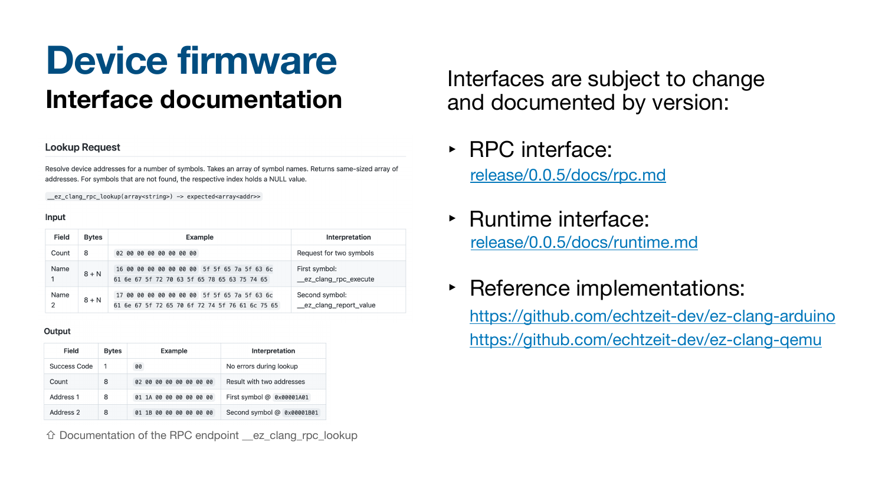# Device firmware

## Interface documentation

### Lookup Request

Resolve device addresses for a number of symbols. Takes an array of symbol names. Returns same-sized array of addresses. For symbols that are not found, the respective index holds a NULL value.

`__ez_clang_rpc_lookup(array<string>) -> expected<array<addr>>`

#### Input

| Field | Bytes | Example | Interpretation |
|---|---|---|---|
| Count | 8 | `02 00 00 00 00 00 00 00` | Request for two symbols |
| Name 1 | 8 + N | `16 00 00 00 00 00 00 00 5f 5f 65 7a 5f 63 6c 61 6e 67 5f 72 70 63 5f 65 78 65 63 75 74 65` | First symbol: __ez_clang_rpc_execute |
| Name 2 | 8 + N | `17 00 00 00 00 00 00 00 5f 5f 65 7a 5f 63 6c 61 6e 67 5f 72 65 70 6f 72 74 5f 76 61 6c 75 65` | Second symbol: __ez_clang_report_value |

#### Output

| Field | Bytes | Example | Interpretation |
|---|---|---|---|
| Success Code | 1 | `00` | No errors during lookup |
| Count | 8 | `02 00 00 00 00 00 00 00` | Result with two addresses |
| Address 1 | 8 | `01 1A 00 00 00 00 00 00` | First symbol @ `0x00001A01` |
| Address 2 | 8 | `01 1B 00 00 00 00 00 00` | Second symbol @ `0x00001B01` |

⇧ Documentation of the RPC endpoint __ez_clang_rpc_lookup

Interfaces are subject to change and documented by version:

- RPC interface:
  release/0.0.5/docs/rpc.md
- Runtime interface:
  release/0.0.5/docs/runtime.md
- Reference implementations:
  https://github.com/echtzeit-dev/ez-clang-arduino
  https://github.com/echtzeit-dev/ez-clang-qemu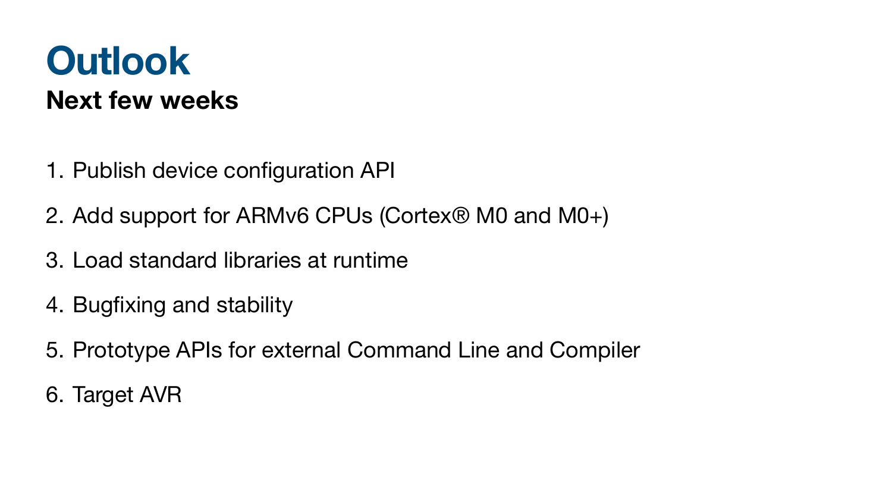# Outlook

## Next few weeks

1. Publish device configuration API
2. Add support for ARMv6 CPUs (Cortex® M0 and M0+)
3. Load standard libraries at runtime
4. Bugfixing and stability
5. Prototype APIs for external Command Line and Compiler
6. Target AVR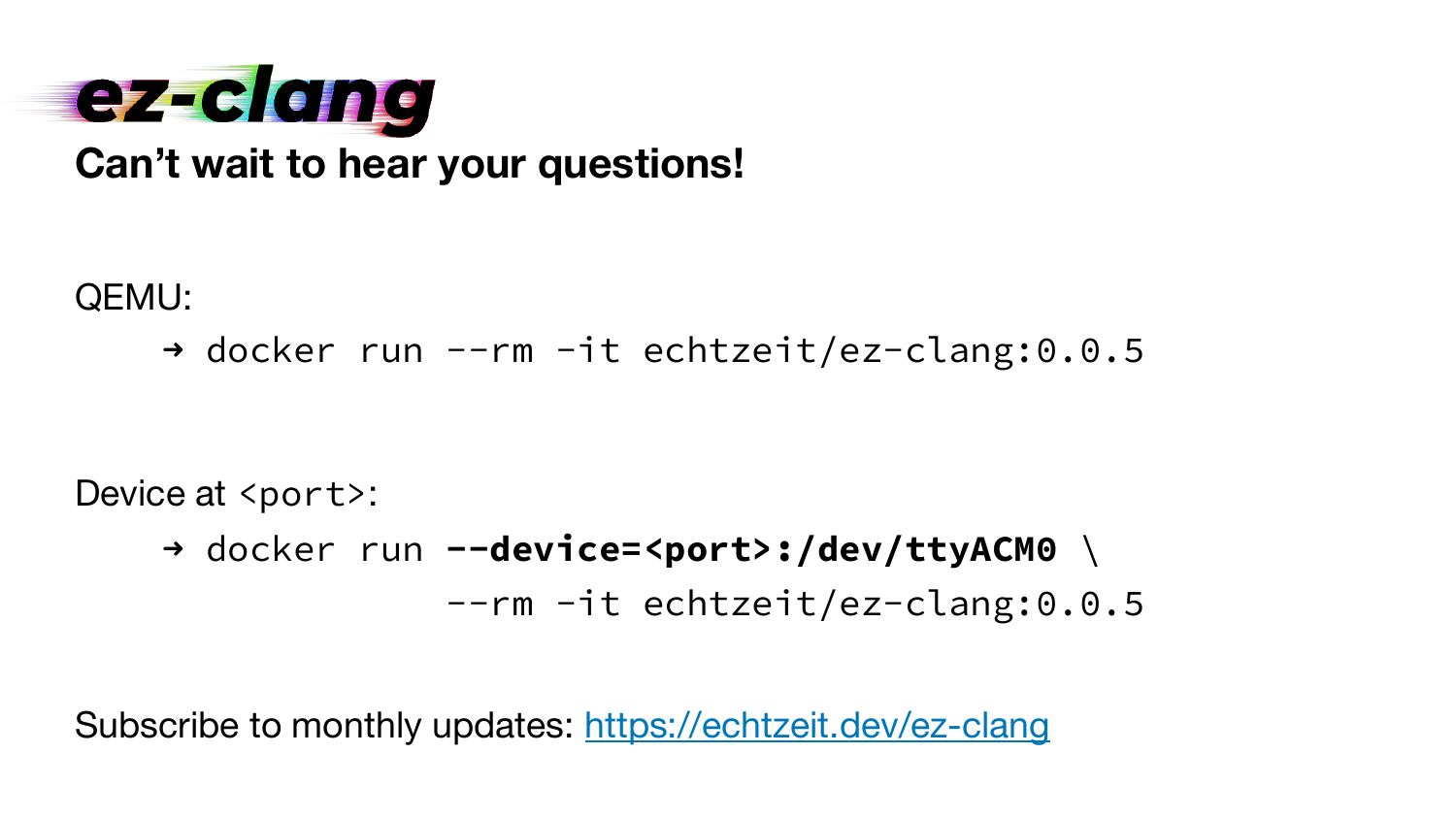# ez-clang

## Can't wait to hear your questions!

QEMU:

```
➜ docker run --rm -it echtzeit/ez-clang:0.0.5
```

Device at <port>:

```
➜ docker run --device=<port>:/dev/ttyACM0 \
             --rm -it echtzeit/ez-clang:0.0.5
```

Subscribe to monthly updates: [https://echtzeit.dev/ez-clang](https://echtzeit.dev/ez-clang)